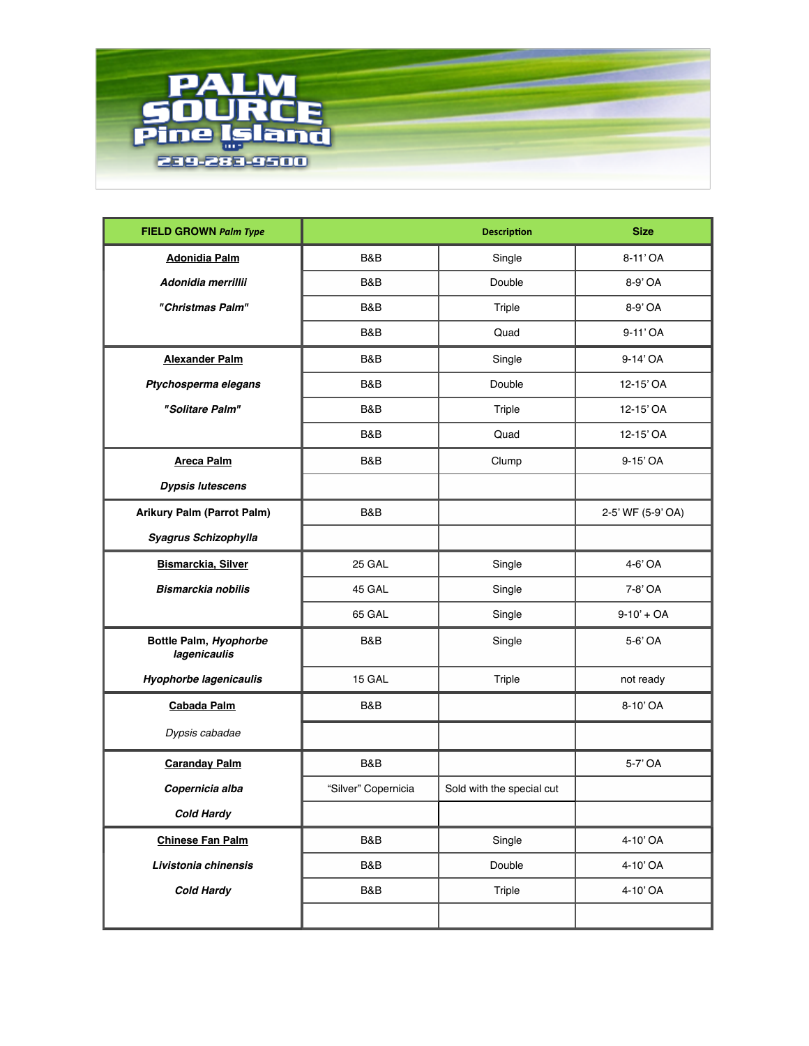# PALM SOURCE Pine Island

239-283-9500

| FIELD GROWN *Palm Type* | | Description | Size |
|---|---|---|---|
| **Adonidia Palm** | B&B | Single | 8-11' OA |
| ***Adonidia merrillii*** | B&B | Double | 8-9' OA |
| ***"Christmas Palm"*** | B&B | Triple | 8-9' OA |
| | B&B | Quad | 9-11' OA |
| **Alexander Palm** | B&B | Single | 9-14' OA |
| ***Ptychosperma elegans*** | B&B | Double | 12-15' OA |
| ***"Solitare Palm"*** | B&B | Triple | 12-15' OA |
| | B&B | Quad | 12-15' OA |
| **Areca Palm** | B&B | Clump | 9-15' OA |
| ***Dypsis lutescens*** | | | |
| **Arikury Palm (Parrot Palm)** | B&B | | 2-5' WF (5-9' OA) |
| ***Syagrus Schizophylla*** | | | |
| **Bismarckia, Silver** | 25 GAL | Single | 4-6' OA |
| ***Bismarckia nobilis*** | 45 GAL | Single | 7-8' OA |
| | 65 GAL | Single | 9-10' + OA |
| **Bottle Palm, *Hyophorbe lagenicaulis*** | B&B | Single | 5-6' OA |
| ***Hyophorbe lagenicaulis*** | 15 GAL | Triple | not ready |
| **Cabada Palm** | B&B | | 8-10' OA |
| *Dypsis cabadae* | | | |
| **Caranday Palm** | B&B | | 5-7' OA |
| ***Copernicia alba*** | "Silver" Copernicia | Sold with the special cut | |
| ***Cold Hardy*** | | | |
| **Chinese Fan Palm** | B&B | Single | 4-10' OA |
| ***Livistonia chinensis*** | B&B | Double | 4-10' OA |
| ***Cold Hardy*** | B&B | Triple | 4-10' OA |
| | | | |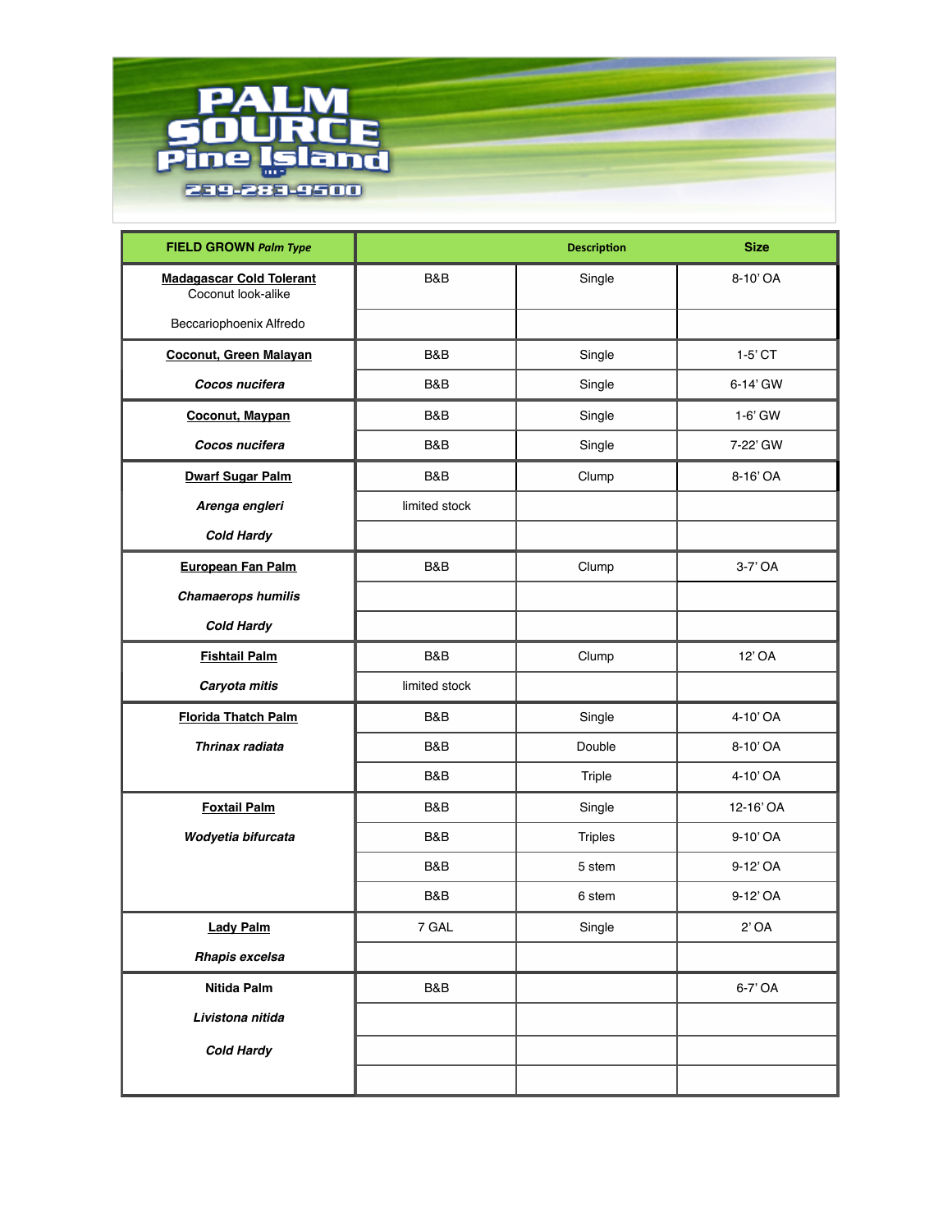# PALM SOURCE Pine Island

239-283-9500

| FIELD GROWN *Palm Type* | | Description | Size |
|---|---|---|---|
| **Madagascar Cold Tolerant** Coconut look-alike | B&B | Single | 8-10' OA |
| Beccariophoenix Alfredo | | | |
| **Coconut, Green Malayan** | B&B | Single | 1-5' CT |
| ***Cocos nucifera*** | B&B | Single | 6-14' GW |
| **Coconut, Maypan** | B&B | Single | 1-6' GW |
| ***Cocos nucifera*** | B&B | Single | 7-22' GW |
| **Dwarf Sugar Palm** | B&B | Clump | 8-16' OA |
| ***Arenga engleri*** | limited stock | | |
| ***Cold Hardy*** | | | |
| **European Fan Palm** | B&B | Clump | 3-7' OA |
| ***Chamaerops humilis*** | | | |
| ***Cold Hardy*** | | | |
| **Fishtail Palm** | B&B | Clump | 12' OA |
| ***Caryota mitis*** | limited stock | | |
| **Florida Thatch Palm** | B&B | Single | 4-10' OA |
| ***Thrinax radiata*** | B&B | Double | 8-10' OA |
| | B&B | Triple | 4-10' OA |
| **Foxtail Palm** | B&B | Single | 12-16' OA |
| ***Wodyetia bifurcata*** | B&B | Triples | 9-10' OA |
| | B&B | 5 stem | 9-12' OA |
| | B&B | 6 stem | 9-12' OA |
| **Lady Palm** | 7 GAL | Single | 2' OA |
| ***Rhapis excelsa*** | | | |
| **Nitida Palm** | B&B | | 6-7' OA |
| ***Livistona nitida*** | | | |
| ***Cold Hardy*** | | | |
| | | | |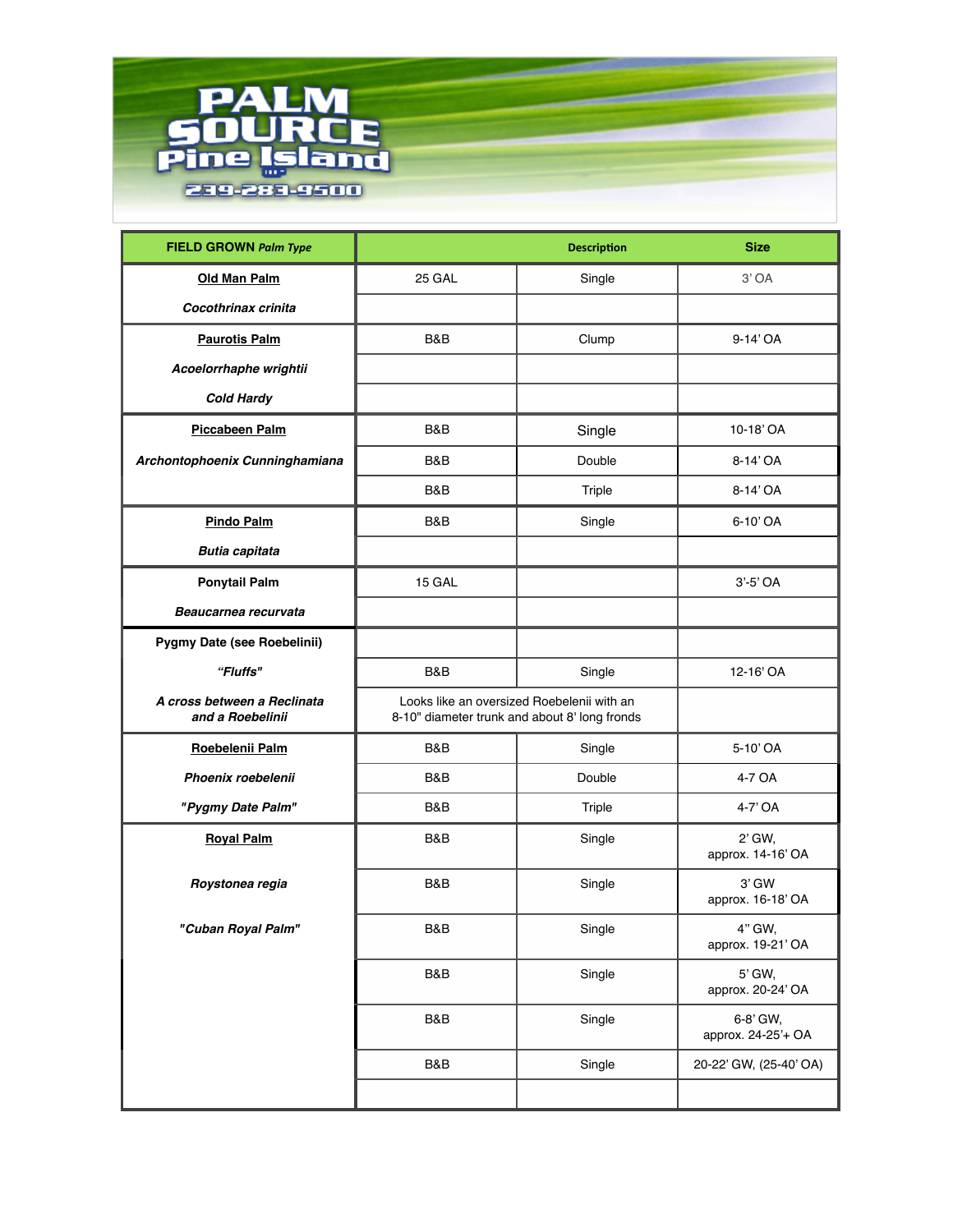# PALM SOURCE Pine Island

239-283-9500

| FIELD GROWN *Palm Type* | Description | | Size |
|---|---|---|---|
| **Old Man Palm** | 25 GAL | Single | 3' OA |
| ***Cocothrinax crinita*** | | | |
| **Paurotis Palm** | B&B | Clump | 9-14' OA |
| ***Acoelorrhaphe wrightii*** | | | |
| ***Cold Hardy*** | | | |
| **Piccabeen Palm** | B&B | Single | 10-18' OA |
| ***Archontophoenix Cunninghamiana*** | B&B | Double | 8-14' OA |
| | B&B | Triple | 8-14' OA |
| **Pindo Palm** | B&B | Single | 6-10' OA |
| ***Butia capitata*** | | | |
| **Ponytail Palm** | 15 GAL | | 3'-5' OA |
| ***Beaucarnea recurvata*** | | | |
| **Pygmy Date (see Roebelinii)** | | | |
| ***"Fluffs"*** | B&B | Single | 12-16' OA |
| ***A cross between a Reclinata and a Roebelinii*** | Looks like an oversized Roebelenii with an 8-10" diameter trunk and about 8' long fronds | | |
| **Roebelenii Palm** | B&B | Single | 5-10' OA |
| ***Phoenix roebelenii*** | B&B | Double | 4-7 OA |
| ***"Pygmy Date Palm"*** | B&B | Triple | 4-7' OA |
| **Royal Palm** | B&B | Single | 2' GW, approx. 14-16' OA |
| ***Roystonea regia*** | B&B | Single | 3' GW approx. 16-18' OA |
| ***"Cuban Royal Palm"*** | B&B | Single | 4" GW, approx. 19-21' OA |
| | B&B | Single | 5' GW, approx. 20-24' OA |
| | B&B | Single | 6-8' GW, approx. 24-25'+ OA |
| | B&B | Single | 20-22' GW, (25-40' OA) |
| | | | |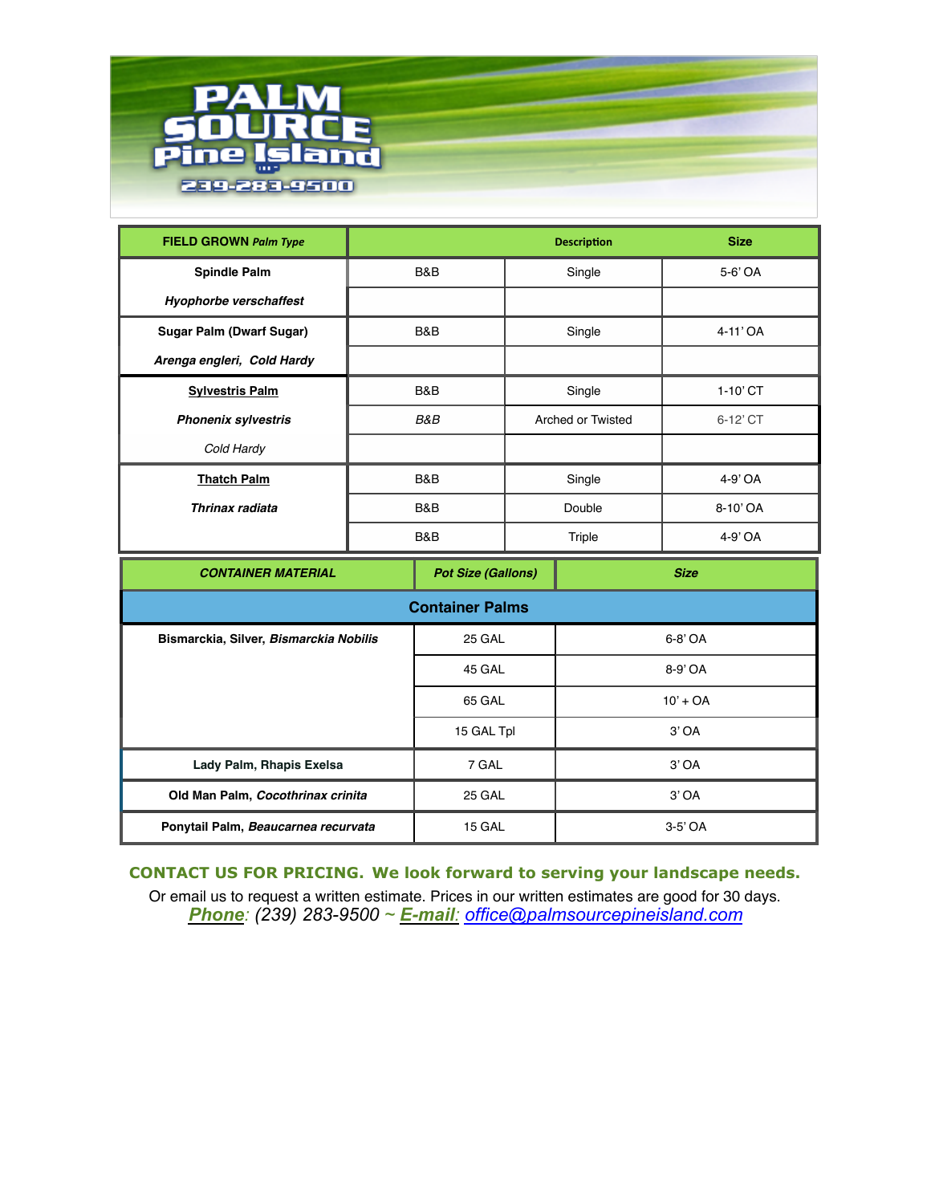# PALM SOURCE Pine Island

239-283-9500

| FIELD GROWN *Palm Type* | Description | | Size |
|---|---|---|---|
| **Spindle Palm** | B&B | Single | 5-6' OA |
| ***Hyophorbe verschaffest*** | | | |
| **Sugar Palm (Dwarf Sugar)** | B&B | Single | 4-11' OA |
| ***Arenga engleri, Cold Hardy*** | | | |
| **Sylvestris Palm** | B&B | Single | 1-10' CT |
| ***Phenonix sylvestris*** | *B&B* | Arched or Twisted | 6-12' CT |
| *Cold Hardy* | | | |
| **Thatch Palm** | B&B | Single | 4-9' OA |
| ***Thrinax radiata*** | B&B | Double | 8-10' OA |
| | B&B | Triple | 4-9' OA |

| ***CONTAINER MATERIAL*** | ***Pot Size (Gallons)*** | ***Size*** |
|---|---|---|
| **Container Palms** | | |
| **Bismarckia, Silver, *Bismarckia Nobilis*** | 25 GAL | 6-8' OA |
| | 45 GAL | 8-9' OA |
| | 65 GAL | 10' + OA |
| | 15 GAL Tpl | 3' OA |
| **Lady Palm, Rhapis Exelsa** | 7 GAL | 3' OA |
| **Old Man Palm, *Cocothrinax crinita*** | 25 GAL | 3' OA |
| **Ponytail Palm, *Beaucarnea recurvata*** | 15 GAL | 3-5' OA |

**CONTACT US FOR PRICING. We look forward to serving your landscape needs.**

Or email us to request a written estimate. Prices in our written estimates are good for 30 days.

***Phone**: (239) 283-9500 ~ **E-mail**: office@palmsourcepineisland.com*